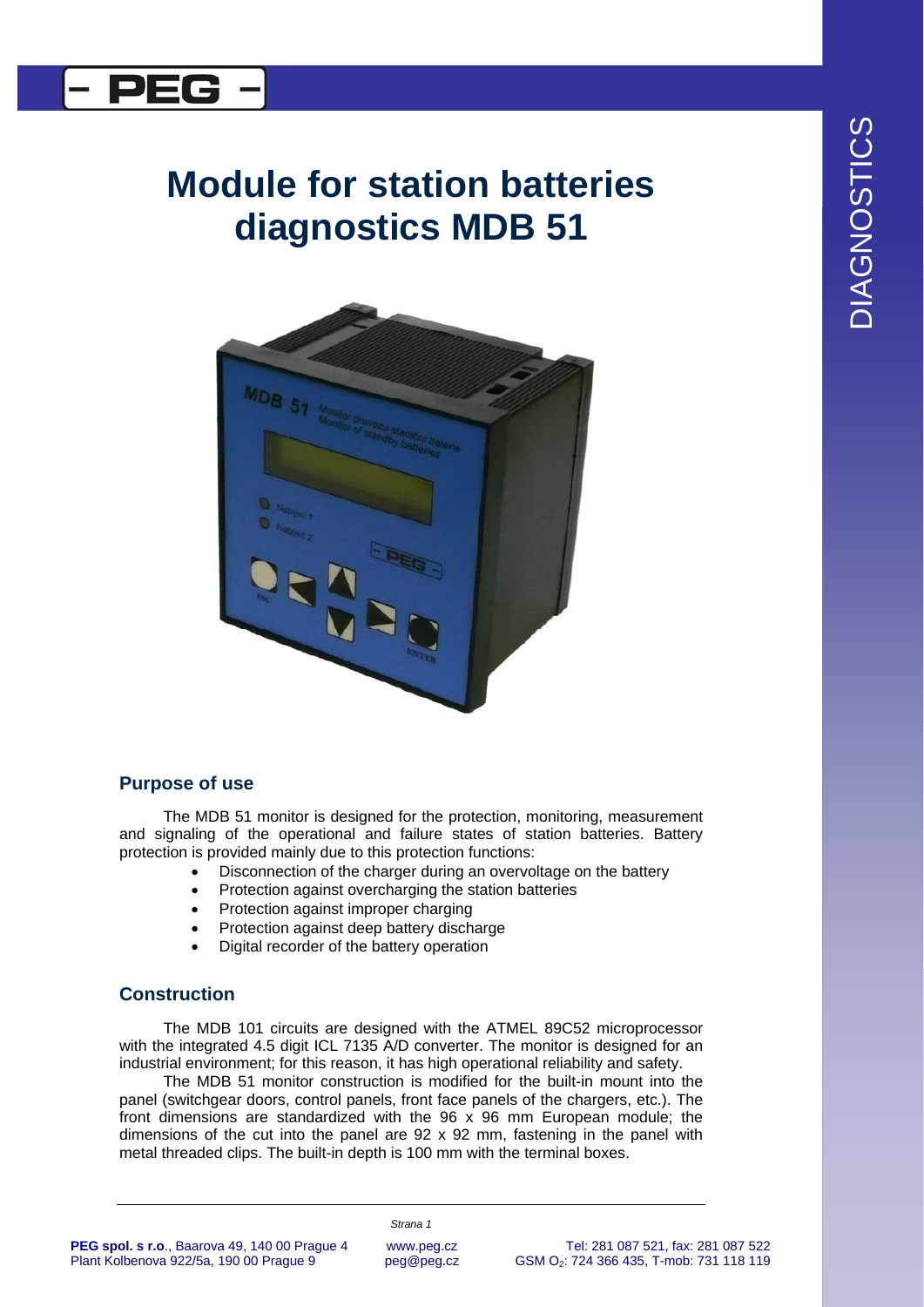// Module for station batteries diagnostics MDB 51

## Purpose of use

The MDB 51 monitor is designed for the protection, monitoring, measurement and signaling of the operational and failure states of station batteries. Battery protection is provided mainly due to this protection functions:

- Disconnection of the charger during an overvoltage on the battery
- Protection against overcharging the station batteries
- Protection against improper charging
- Protection against deep battery discharge
- Digital recorder of the battery operation

## Construction

The MDB 101 circuits are designed with the ATMEL 89C52 microprocessor with the integrated 4.5 digit ICL 7135 A/D converter. The monitor is designed for an industrial environment; for this reason, it has high operational reliability and safety.

The MDB 51 monitor construction is modified for the built-in mount into the panel (switchgear doors, control panels, front face panels of the chargers, etc.). The front dimensions are standardized with the 96 x 96 mm European module; the dimensions of the cut into the panel are 92 x 92 mm, fastening in the panel with metal threaded clips. The built-in depth is 100 mm with the terminal boxes.

# Module for station batteries diagnostics MDB 51

## Purpose of use

The MDB 51 monitor is designed for the protection, monitoring, measurement and signaling of the operational and failure states of station batteries. Battery protection is provided mainly due to this protection functions:

- Disconnection of the charger during an overvoltage on the battery
- Protection against overcharging the station batteries
- Protection against improper charging
- Protection against deep battery discharge
- Digital recorder of the battery operation

## Construction

The MDB 101 circuits are designed with the ATMEL 89C52 microprocessor with the integrated 4.5 digit ICL 7135 A/D converter. The monitor is designed for an industrial environment; for this reason, it has high operational reliability and safety.

The MDB 51 monitor construction is modified for the built-in mount into the panel (switchgear doors, control panels, front face panels of the chargers, etc.). The front dimensions are standardized with the 96 x 96 mm European module; the dimensions of the cut into the panel are 92 x 92 mm, fastening in the panel with metal threaded clips. The built-in depth is 100 mm with the terminal boxes.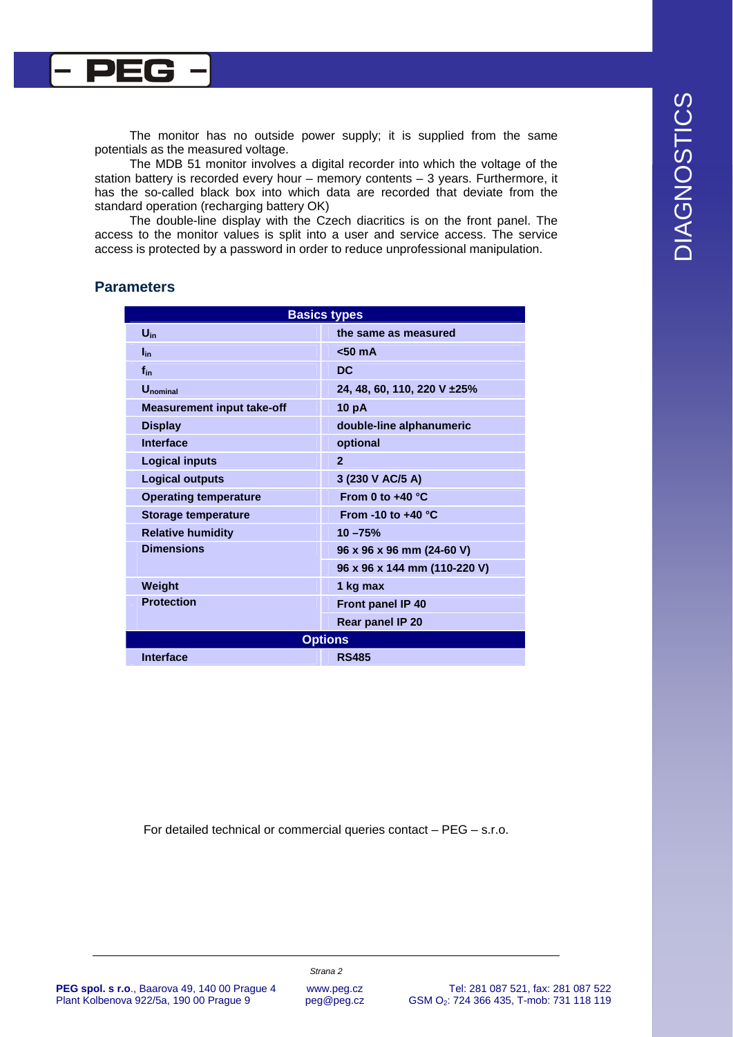The monitor has no outside power supply; it is supplied from the same potentials as the measured voltage.

The MDB 51 monitor involves a digital recorder into which the voltage of the station battery is recorded every hour – memory contents – 3 years. Furthermore, it has the so-called black box into which data are recorded that deviate from the standard operation (recharging battery OK)

The double-line display with the Czech diacritics is on the front panel. The access to the monitor values is split into a user and service access. The service access is protected by a password in order to reduce unprofessional manipulation.

## Parameters

| Basics types | |
|---|---|
| $U_{in}$ | the same as measured |
| $I_{in}$ | <50 mA |
| $f_{in}$ | DC |
| $U_{nominal}$ | 24, 48, 60, 110, 220 V ±25% |
| Measurement input take-off | 10 pA |
| Display | double-line alphanumeric |
| Interface | optional |
| Logical inputs | 2 |
| Logical outputs | 3 (230 V AC/5 A) |
| Operating temperature | From 0 to +40 °C |
| Storage temperature | From -10 to +40 °C |
| Relative humidity | 10 –75% |
| Dimensions | 96 x 96 x 96 mm (24-60 V) |
| | 96 x 96 x 144 mm (110-220 V) |
| Weight | 1 kg max |
| Protection | Front panel IP 40 |
| | Rear panel IP 20 |
| **Options** | |
| Interface | RS485 |

For detailed technical or commercial queries contact – PEG – s.r.o.

**PEG spol. s r.o.**, Baarova 49, 140 00 Prague 4
Plant Kolbenova 922/5a, 190 00 Prague 9

www.peg.cz
peg@peg.cz

Tel: 281 087 521, fax: 281 087 522
GSM $O_2$: 724 366 435, T-mob: 731 118 119